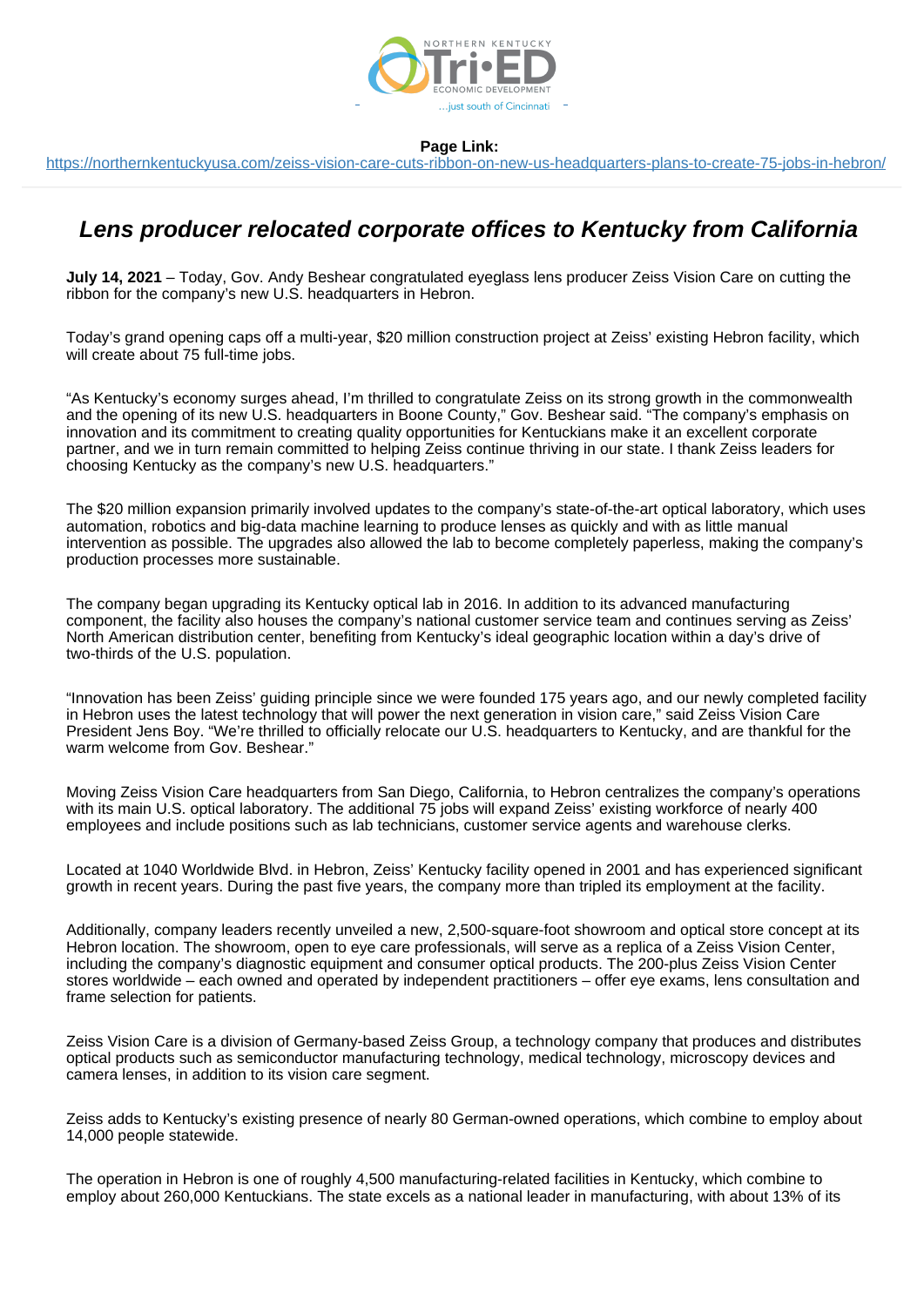**Page Link:**
https://northernkentuckyusa.com/zeiss-vision-care-cuts-ribbon-on-new-us-headquarters-plans-to-create-75-jobs-in-hebron/

# *Lens producer relocated corporate offices to Kentucky from California*

**July 14, 2021** – Today, Gov. Andy Beshear congratulated eyeglass lens producer Zeiss Vision Care on cutting the ribbon for the company's new U.S. headquarters in Hebron.

Today's grand opening caps off a multi-year, $20 million construction project at Zeiss' existing Hebron facility, which will create about 75 full-time jobs.

"As Kentucky's economy surges ahead, I'm thrilled to congratulate Zeiss on its strong growth in the commonwealth and the opening of its new U.S. headquarters in Boone County," Gov. Beshear said. "The company's emphasis on innovation and its commitment to creating quality opportunities for Kentuckians make it an excellent corporate partner, and we in turn remain committed to helping Zeiss continue thriving in our state. I thank Zeiss leaders for choosing Kentucky as the company's new U.S. headquarters."

The $20 million expansion primarily involved updates to the company's state-of-the-art optical laboratory, which uses automation, robotics and big-data machine learning to produce lenses as quickly and with as little manual intervention as possible. The upgrades also allowed the lab to become completely paperless, making the company's production processes more sustainable.

The company began upgrading its Kentucky optical lab in 2016. In addition to its advanced manufacturing component, the facility also houses the company's national customer service team and continues serving as Zeiss' North American distribution center, benefiting from Kentucky's ideal geographic location within a day's drive of two-thirds of the U.S. population.

"Innovation has been Zeiss' guiding principle since we were founded 175 years ago, and our newly completed facility in Hebron uses the latest technology that will power the next generation in vision care," said Zeiss Vision Care President Jens Boy. "We're thrilled to officially relocate our U.S. headquarters to Kentucky, and are thankful for the warm welcome from Gov. Beshear."

Moving Zeiss Vision Care headquarters from San Diego, California, to Hebron centralizes the company's operations with its main U.S. optical laboratory. The additional 75 jobs will expand Zeiss' existing workforce of nearly 400 employees and include positions such as lab technicians, customer service agents and warehouse clerks.

Located at 1040 Worldwide Blvd. in Hebron, Zeiss' Kentucky facility opened in 2001 and has experienced significant growth in recent years. During the past five years, the company more than tripled its employment at the facility.

Additionally, company leaders recently unveiled a new, 2,500-square-foot showroom and optical store concept at its Hebron location. The showroom, open to eye care professionals, will serve as a replica of a Zeiss Vision Center, including the company's diagnostic equipment and consumer optical products. The 200-plus Zeiss Vision Center stores worldwide – each owned and operated by independent practitioners – offer eye exams, lens consultation and frame selection for patients.

Zeiss Vision Care is a division of Germany-based Zeiss Group, a technology company that produces and distributes optical products such as semiconductor manufacturing technology, medical technology, microscopy devices and camera lenses, in addition to its vision care segment.

Zeiss adds to Kentucky's existing presence of nearly 80 German-owned operations, which combine to employ about 14,000 people statewide.

The operation in Hebron is one of roughly 4,500 manufacturing-related facilities in Kentucky, which combine to employ about 260,000 Kentuckians. The state excels as a national leader in manufacturing, with about 13% of its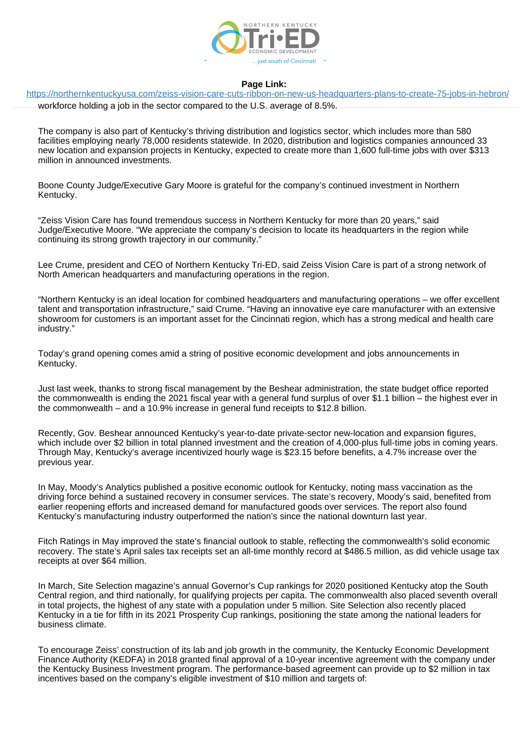workforce holding a job in the sector compared to the U.S. average of 8.5%.

The company is also part of Kentucky's thriving distribution and logistics sector, which includes more than 580 facilities employing nearly 78,000 residents statewide. In 2020, distribution and logistics companies announced 33 new location and expansion projects in Kentucky, expected to create more than 1,600 full-time jobs with over $313 million in announced investments.

Boone County Judge/Executive Gary Moore is grateful for the company's continued investment in Northern Kentucky.

"Zeiss Vision Care has found tremendous success in Northern Kentucky for more than 20 years," said Judge/Executive Moore. "We appreciate the company's decision to locate its headquarters in the region while continuing its strong growth trajectory in our community."

Lee Crume, president and CEO of Northern Kentucky Tri-ED, said Zeiss Vision Care is part of a strong network of North American headquarters and manufacturing operations in the region.

"Northern Kentucky is an ideal location for combined headquarters and manufacturing operations – we offer excellent talent and transportation infrastructure," said Crume. "Having an innovative eye care manufacturer with an extensive showroom for customers is an important asset for the Cincinnati region, which has a strong medical and health care industry."

Today's grand opening comes amid a string of positive economic development and jobs announcements in Kentucky.

Just last week, thanks to strong fiscal management by the Beshear administration, the state budget office reported the commonwealth is ending the 2021 fiscal year with a general fund surplus of over $1.1 billion – the highest ever in the commonwealth – and a 10.9% increase in general fund receipts to $12.8 billion.

Recently, Gov. Beshear announced Kentucky's year-to-date private-sector new-location and expansion figures, which include over $2 billion in total planned investment and the creation of 4,000-plus full-time jobs in coming years. Through May, Kentucky's average incentivized hourly wage is $23.15 before benefits, a 4.7% increase over the previous year.

In May, Moody's Analytics published a positive economic outlook for Kentucky, noting mass vaccination as the driving force behind a sustained recovery in consumer services. The state's recovery, Moody's said, benefited from earlier reopening efforts and increased demand for manufactured goods over services. The report also found Kentucky's manufacturing industry outperformed the nation's since the national downturn last year.

Fitch Ratings in May improved the state's financial outlook to stable, reflecting the commonwealth's solid economic recovery. The state's April sales tax receipts set an all-time monthly record at $486.5 million, as did vehicle usage tax receipts at over $64 million.

In March, Site Selection magazine's annual Governor's Cup rankings for 2020 positioned Kentucky atop the South Central region, and third nationally, for qualifying projects per capita. The commonwealth also placed seventh overall in total projects, the highest of any state with a population under 5 million. Site Selection also recently placed Kentucky in a tie for fifth in its 2021 Prosperity Cup rankings, positioning the state among the national leaders for business climate.

To encourage Zeiss' construction of its lab and job growth in the community, the Kentucky Economic Development Finance Authority (KEDFA) in 2018 granted final approval of a 10-year incentive agreement with the company under the Kentucky Business Investment program. The performance-based agreement can provide up to $2 million in tax incentives based on the company's eligible investment of $10 million and targets of: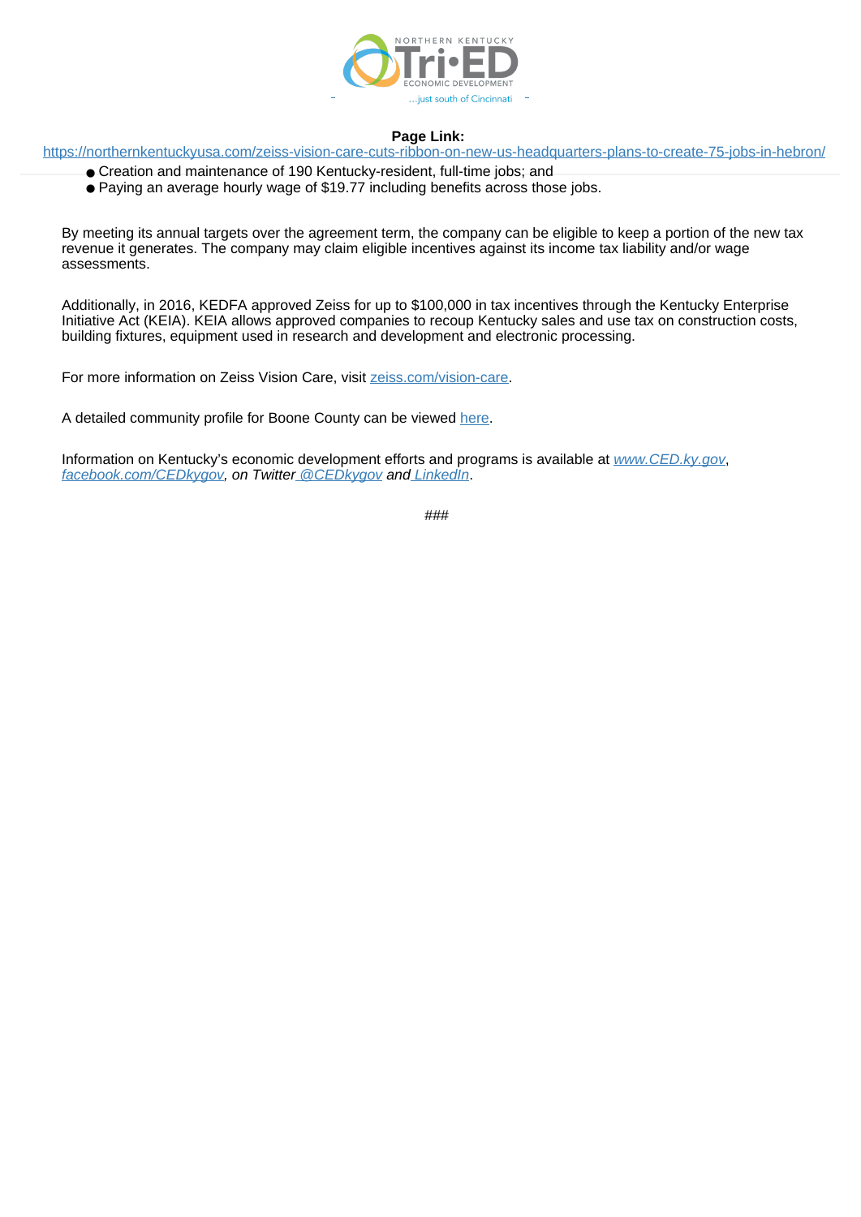- Creation and maintenance of 190 Kentucky-resident, full-time jobs; and
- Paying an average hourly wage of $19.77 including benefits across those jobs.

By meeting its annual targets over the agreement term, the company can be eligible to keep a portion of the new tax revenue it generates. The company may claim eligible incentives against its income tax liability and/or wage assessments.

Additionally, in 2016, KEDFA approved Zeiss for up to $100,000 in tax incentives through the Kentucky Enterprise Initiative Act (KEIA). KEIA allows approved companies to recoup Kentucky sales and use tax on construction costs, building fixtures, equipment used in research and development and electronic processing.

For more information on Zeiss Vision Care, visit zeiss.com/vision-care.

A detailed community profile for Boone County can be viewed here.

Information on Kentucky's economic development efforts and programs is available at *www.CED.ky.gov*, *facebook.com/CEDkygov, on Twitter @CEDkygov and LinkedIn*.

###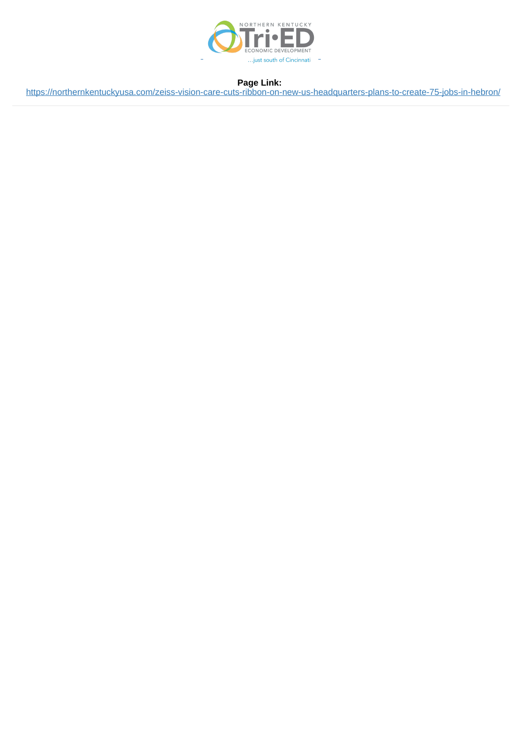**Page Link:**
https://northernkentuckyusa.com/zeiss-vision-care-cuts-ribbon-on-new-us-headquarters-plans-to-create-75-jobs-in-hebron/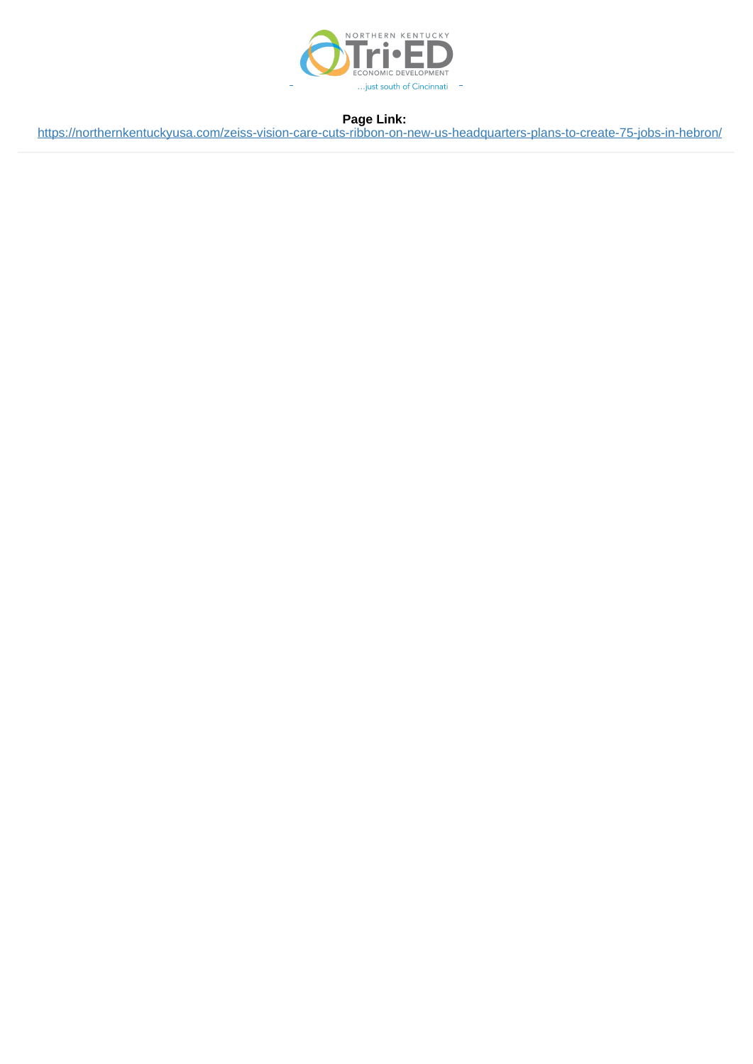**Page Link:**
https://northernkentuckyusa.com/zeiss-vision-care-cuts-ribbon-on-new-us-headquarters-plans-to-create-75-jobs-in-hebron/